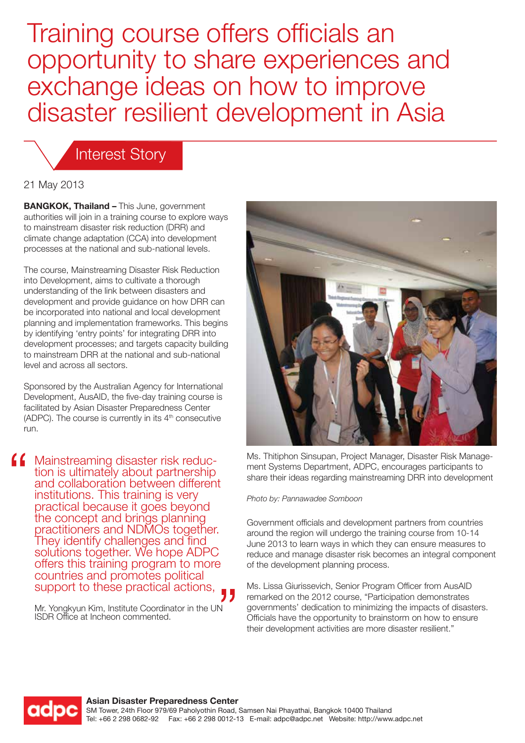# Training course offers officials an opportunity to share experiences and exchange ideas on how to improve disaster resilient development in Asia

## Interest Story

21 May 2013

**BANGKOK, Thailand –** This June, government authorities will join in a training course to explore ways to mainstream disaster risk reduction (DRR) and climate change adaptation (CCA) into development processes at the national and sub-national levels.

The course, Mainstreaming Disaster Risk Reduction into Development, aims to cultivate a thorough understanding of the link between disasters and development and provide guidance on how DRR can be incorporated into national and local development planning and implementation frameworks. This begins by identifying 'entry points' for integrating DRR into development processes; and targets capacity building to mainstream DRR at the national and sub-national level and across all sectors.

Sponsored by the Australian Agency for International Development, AusAID, the five-day training course is facilitated by Asian Disaster Preparedness Center (ADPC). The course is currently in its 4th consecutive run.

> "Mainstreaming disaster risk reduction is ultimately about partnership and collaboration between different institutions. This training is very practical because it goes beyond the concept and brings planning practitioners and NDMOs together. They identify challenges and find solutions together. We hope ADPC offers this training program to more countries and promotes political support to these practical actions,"

Mr. Yongkyun Kim, Institute Coordinator in the UN ISDR Office at Incheon commented.

Ms. Thitiphon Sinsupan, Project Manager, Disaster Risk Management Systems Department, ADPC, encourages participants to share their ideas regarding mainstreaming DRR into development

*Photo by: Pannawadee Somboon*

Government officials and development partners from countries around the region will undergo the training course from 10-14 June 2013 to learn ways in which they can ensure measures to reduce and manage disaster risk becomes an integral component of the development planning process.

Ms. Lissa Giurissevich, Senior Program Officer from AusAID remarked on the 2012 course, "Participation demonstrates governments' dedication to minimizing the impacts of disasters. Officials have the opportunity to brainstorm on how to ensure their development activities are more disaster resilient."

**Asian Disaster Preparedness Center**
SM Tower, 24th Floor 979/69 Paholyothin Road, Samsen Nai Phayathai, Bangkok 10400 Thailand
Tel: +66 2 298 0682-92 Fax: +66 2 298 0012-13 E-mail: adpc@adpc.net Website: http://www.adpc.net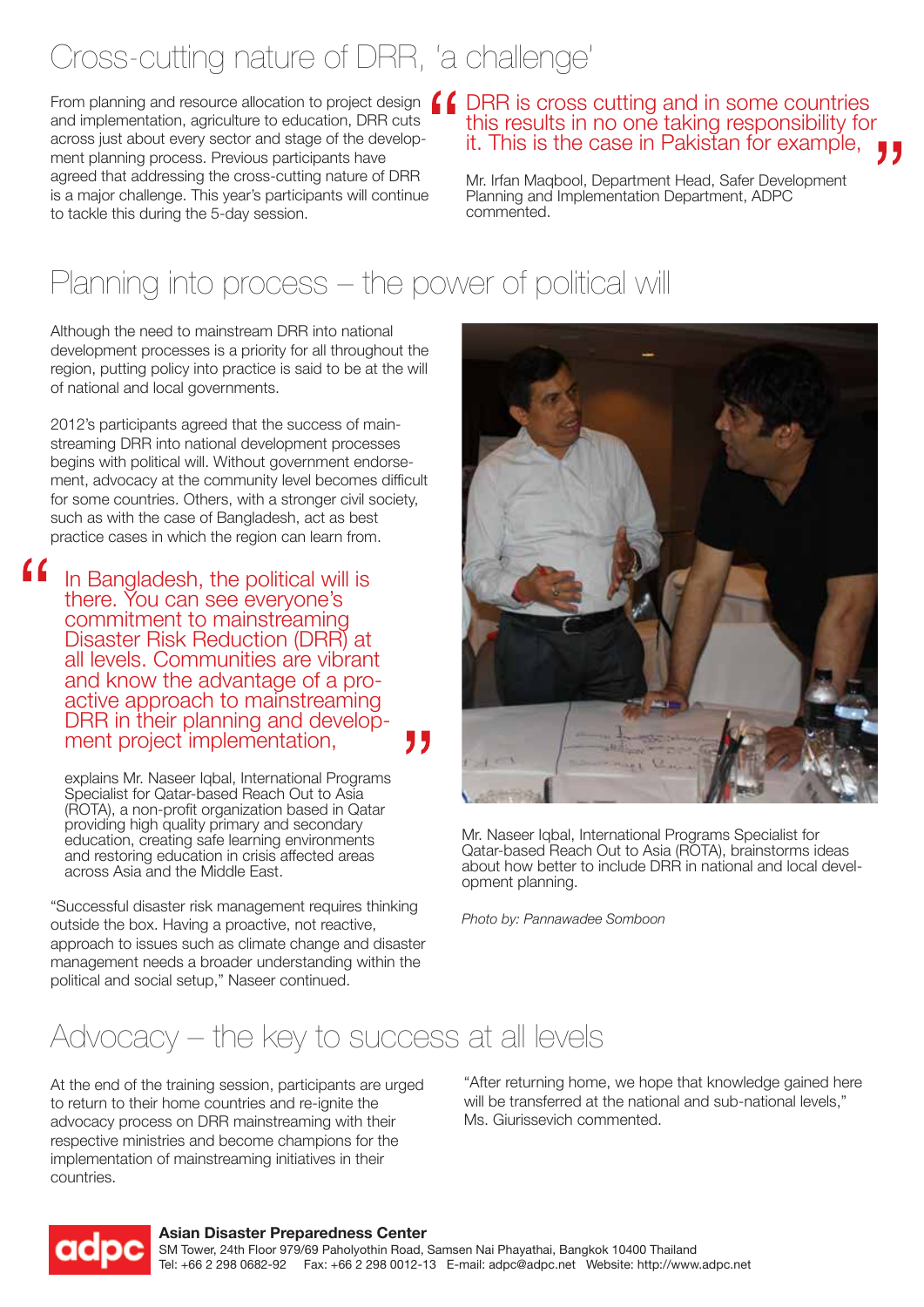## Cross-cutting nature of DRR, 'a challenge'

From planning and resource allocation to project design and implementation, agriculture to education, DRR cuts across just about every sector and stage of the development planning process. Previous participants have agreed that addressing the cross-cutting nature of DRR is a major challenge. This year's participants will continue to tackle this during the 5-day session.

> "DRR is cross cutting and in some countries this results in no one taking responsibility for it. This is the case in Pakistan for example,"

Mr. Irfan Maqbool, Department Head, Safer Development Planning and Implementation Department, ADPC commented.

## Planning into process – the power of political will

Although the need to mainstream DRR into national development processes is a priority for all throughout the region, putting policy into practice is said to be at the will of national and local governments.

2012's participants agreed that the success of mainstreaming DRR into national development processes begins with political will. Without government endorsement, advocacy at the community level becomes difficult for some countries. Others, with a stronger civil society, such as with the case of Bangladesh, act as best practice cases in which the region can learn from.

> "In Bangladesh, the political will is there. You can see everyone's commitment to mainstreaming Disaster Risk Reduction (DRR) at all levels. Communities are vibrant and know the advantage of a pro-active approach to mainstreaming DRR in their planning and development project implementation,"

explains Mr. Naseer Iqbal, International Programs Specialist for Qatar-based Reach Out to Asia (ROTA), a non-profit organization based in Qatar providing high quality primary and secondary education, creating safe learning environments and restoring education in crisis affected areas across Asia and the Middle East.

"Successful disaster risk management requires thinking outside the box. Having a proactive, not reactive, approach to issues such as climate change and disaster management needs a broader understanding within the political and social setup," Naseer continued.

Mr. Naseer Iqbal, International Programs Specialist for Qatar-based Reach Out to Asia (ROTA), brainstorms ideas about how better to include DRR in national and local development planning.

*Photo by: Pannawadee Somboon*

## Advocacy – the key to success at all levels

At the end of the training session, participants are urged to return to their home countries and re-ignite the advocacy process on DRR mainstreaming with their respective ministries and become champions for the implementation of mainstreaming initiatives in their countries.

"After returning home, we hope that knowledge gained here will be transferred at the national and sub-national levels," Ms. Giurissevich commented.

**Asian Disaster Preparedness Center**
SM Tower, 24th Floor 979/69 Paholyothin Road, Samsen Nai Phayathai, Bangkok 10400 Thailand
Tel: +66 2 298 0682-92 Fax: +66 2 298 0012-13 E-mail: adpc@adpc.net Website: http://www.adpc.net